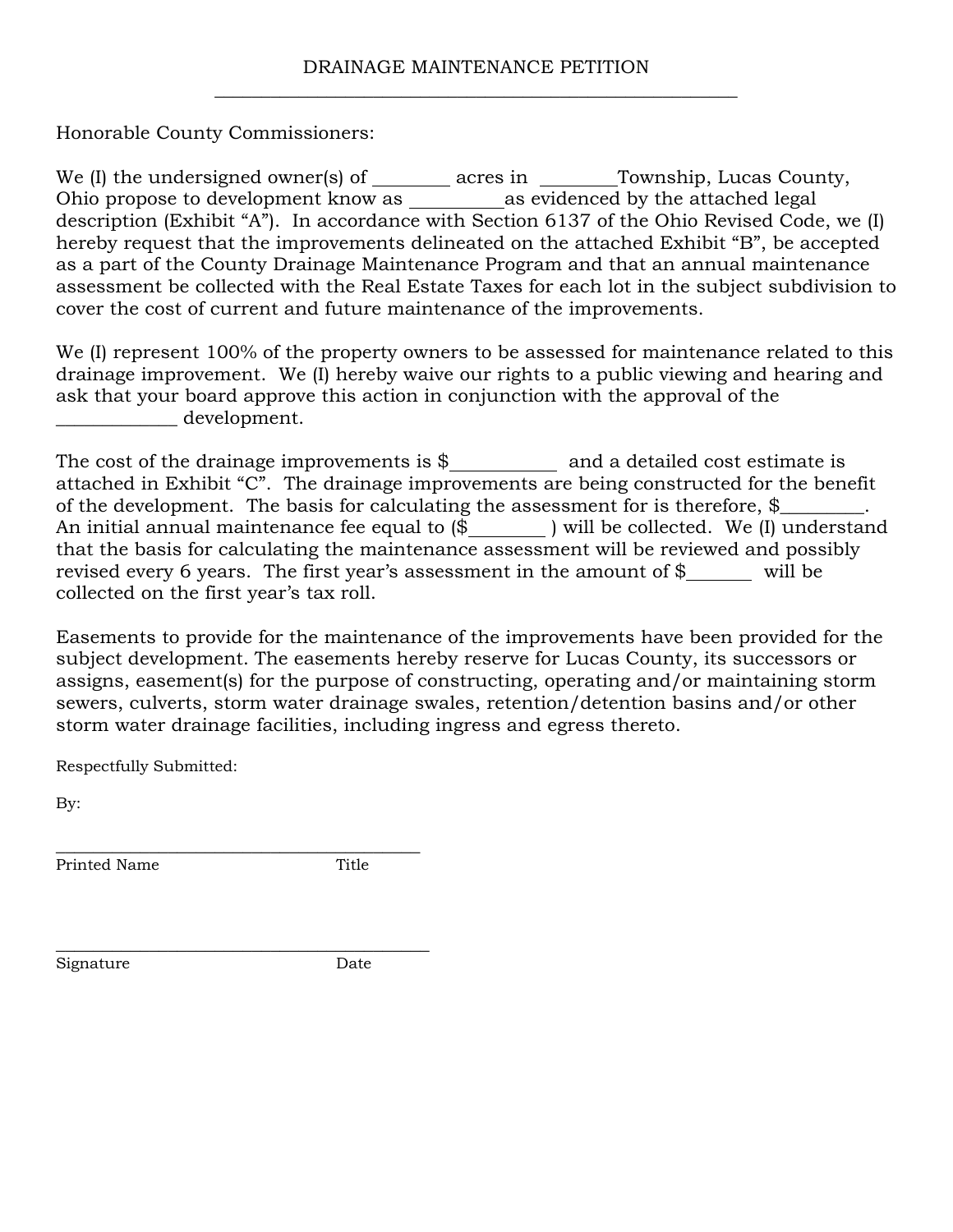# DRAINAGE MAINTENANCE PETITION

---

Honorable County Commissioners:

We (I) the undersigned owner(s) of ________ acres in ________Township, Lucas County, Ohio propose to development know as __________as evidenced by the attached legal description (Exhibit "A"). In accordance with Section 6137 of the Ohio Revised Code, we (I) hereby request that the improvements delineated on the attached Exhibit "B", be accepted as a part of the County Drainage Maintenance Program and that an annual maintenance assessment be collected with the Real Estate Taxes for each lot in the subject subdivision to cover the cost of current and future maintenance of the improvements.

We (I) represent 100% of the property owners to be assessed for maintenance related to this drainage improvement. We (I) hereby waive our rights to a public viewing and hearing and ask that your board approve this action in conjunction with the approval of the _____________ development.

The cost of the drainage improvements is $___________ and a detailed cost estimate is attached in Exhibit "C". The drainage improvements are being constructed for the benefit of the development. The basis for calculating the assessment for is therefore, $_________. An initial annual maintenance fee equal to ($________ ) will be collected. We (I) understand that the basis for calculating the maintenance assessment will be reviewed and possibly revised every 6 years. The first year's assessment in the amount of $_______ will be collected on the first year's tax roll.

Easements to provide for the maintenance of the improvements have been provided for the subject development. The easements hereby reserve for Lucas County, its successors or assigns, easement(s) for the purpose of constructing, operating and/or maintaining storm sewers, culverts, storm water drainage swales, retention/detention basins and/or other storm water drainage facilities, including ingress and egress thereto.

Respectfully Submitted:

By:

______________________________________________
Printed Name Title

______________________________________________
Signature Date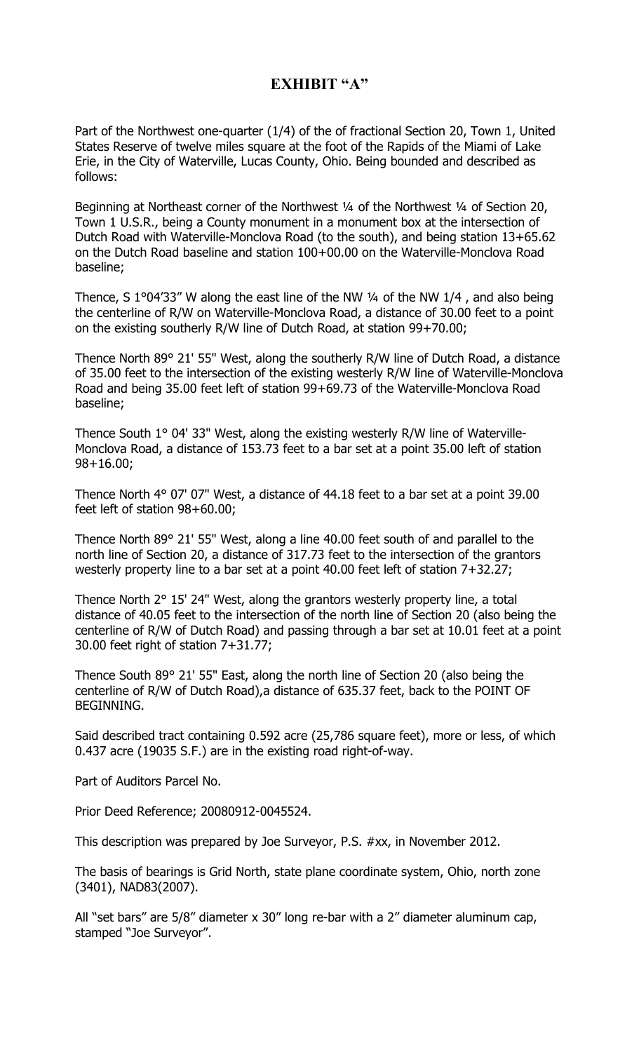# EXHIBIT "A"

Part of the Northwest one-quarter (1/4) of the of fractional Section 20, Town 1, United States Reserve of twelve miles square at the foot of the Rapids of the Miami of Lake Erie, in the City of Waterville, Lucas County, Ohio. Being bounded and described as follows:

Beginning at Northeast corner of the Northwest ¼ of the Northwest ¼ of Section 20, Town 1 U.S.R., being a County monument in a monument box at the intersection of Dutch Road with Waterville-Monclova Road (to the south), and being station 13+65.62 on the Dutch Road baseline and station 100+00.00 on the Waterville-Monclova Road baseline;

Thence, S 1°04'33" W along the east line of the NW ¼ of the NW 1/4 , and also being the centerline of R/W on Waterville-Monclova Road, a distance of 30.00 feet to a point on the existing southerly R/W line of Dutch Road, at station 99+70.00;

Thence North 89° 21' 55" West, along the southerly R/W line of Dutch Road, a distance of 35.00 feet to the intersection of the existing westerly R/W line of Waterville-Monclova Road and being 35.00 feet left of station 99+69.73 of the Waterville-Monclova Road baseline;

Thence South 1° 04' 33" West, along the existing westerly R/W line of Waterville-Monclova Road, a distance of 153.73 feet to a bar set at a point 35.00 left of station 98+16.00;

Thence North 4° 07' 07" West, a distance of 44.18 feet to a bar set at a point 39.00 feet left of station 98+60.00;

Thence North 89° 21' 55" West, along a line 40.00 feet south of and parallel to the north line of Section 20, a distance of 317.73 feet to the intersection of the grantors westerly property line to a bar set at a point 40.00 feet left of station 7+32.27;

Thence North 2° 15' 24" West, along the grantors westerly property line, a total distance of 40.05 feet to the intersection of the north line of Section 20 (also being the centerline of R/W of Dutch Road) and passing through a bar set at 10.01 feet at a point 30.00 feet right of station 7+31.77;

Thence South 89° 21' 55" East, along the north line of Section 20 (also being the centerline of R/W of Dutch Road),a distance of 635.37 feet, back to the POINT OF BEGINNING.

Said described tract containing 0.592 acre (25,786 square feet), more or less, of which 0.437 acre (19035 S.F.) are in the existing road right-of-way.

Part of Auditors Parcel No.

Prior Deed Reference; 20080912-0045524.

This description was prepared by Joe Surveyor, P.S. #xx, in November 2012.

The basis of bearings is Grid North, state plane coordinate system, Ohio, north zone (3401), NAD83(2007).

All "set bars" are 5/8" diameter x 30" long re-bar with a 2" diameter aluminum cap, stamped "Joe Surveyor".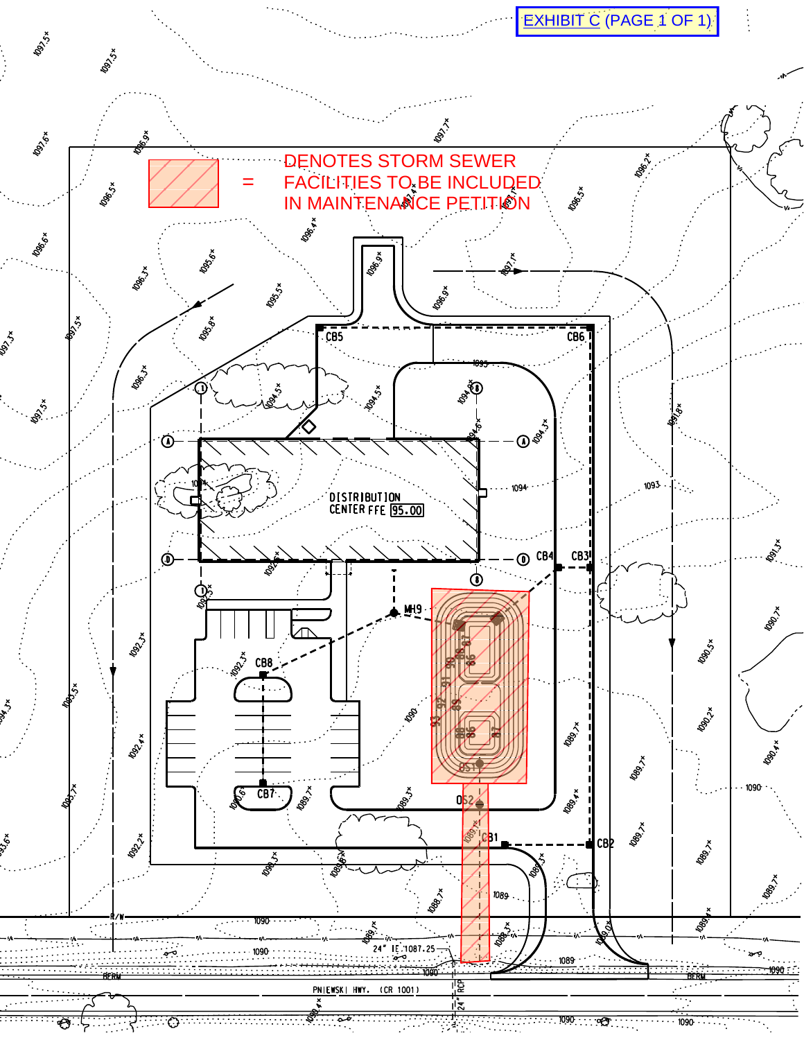EXHIBIT C (PAGE 1 OF 1)

= DENOTES STORM SEWER FACILITIES TO BE INCLUDED IN MAINTENANCE PETITION

DISTRIBUTION CENTER FFE 95.00

CB1, CB2, CB3, CB4, CB5, CB6, CB7, CB8, MH9, OS1, OS2

24" IE 1087.25

24" RCP

PNIEWSKI HWY. (CR 1001)

R/W

BERM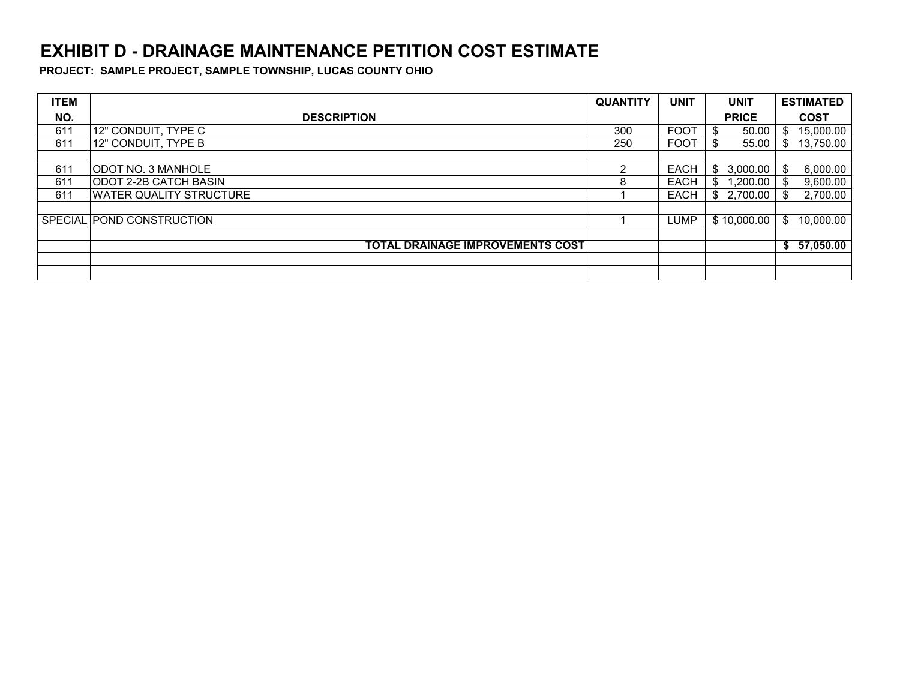# EXHIBIT D - DRAINAGE MAINTENANCE PETITION COST ESTIMATE

**PROJECT: SAMPLE PROJECT, SAMPLE TOWNSHIP, LUCAS COUNTY OHIO**

| ITEM NO. | DESCRIPTION | QUANTITY | UNIT | UNIT PRICE | ESTIMATED COST |
|---|---|---|---|---|---|
| 611 | 12" CONDUIT, TYPE C | 300 | FOOT | $ 50.00 | $ 15,000.00 |
| 611 | 12" CONDUIT, TYPE B | 250 | FOOT | $ 55.00 | $ 13,750.00 |
| | | | | | |
| 611 | ODOT NO. 3 MANHOLE | 2 | EACH | $ 3,000.00 | $ 6,000.00 |
| 611 | ODOT 2-2B CATCH BASIN | 8 | EACH | $ 1,200.00 | $ 9,600.00 |
| 611 | WATER QUALITY STRUCTURE | 1 | EACH | $ 2,700.00 | $ 2,700.00 |
| | | | | | |
| SPECIAL | POND CONSTRUCTION | 1 | LUMP | $ 10,000.00 | $ 10,000.00 |
| | | | | | |
| | **TOTAL DRAINAGE IMPROVEMENTS COST** | | | | **$ 57,050.00** |
| | | | | | |
| | | | | | |